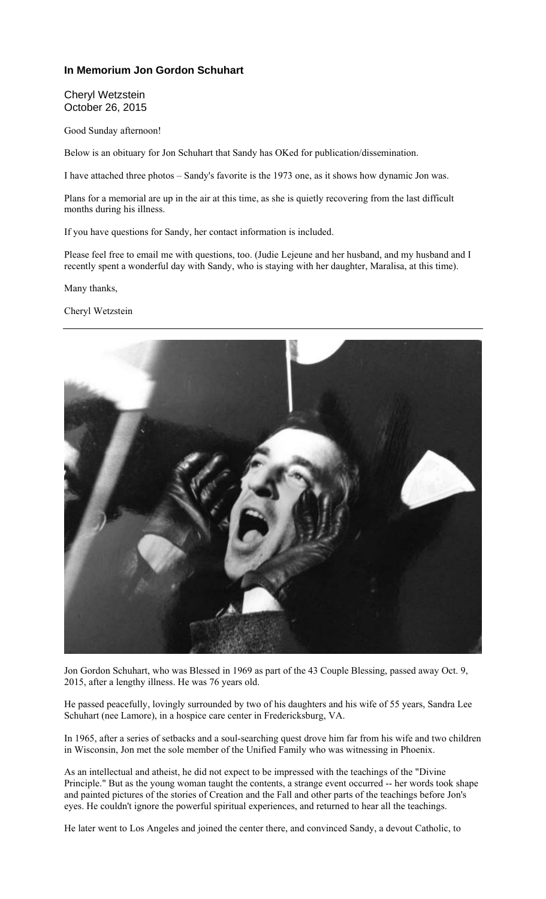# In Memorium Jon Gordon Schuhart

Cheryl Wetzstein
October 26, 2015

Good Sunday afternoon!

Below is an obituary for Jon Schuhart that Sandy has OKed for publication/dissemination.

I have attached three photos – Sandy's favorite is the 1973 one, as it shows how dynamic Jon was.

Plans for a memorial are up in the air at this time, as she is quietly recovering from the last difficult months during his illness.

If you have questions for Sandy, her contact information is included.

Please feel free to email me with questions, too. (Judie Lejeune and her husband, and my husband and I recently spent a wonderful day with Sandy, who is staying with her daughter, Maralisa, at this time).

Many thanks,

Cheryl Wetzstein

---

Jon Gordon Schuhart, who was Blessed in 1969 as part of the 43 Couple Blessing, passed away Oct. 9, 2015, after a lengthy illness. He was 76 years old.

He passed peacefully, lovingly surrounded by two of his daughters and his wife of 55 years, Sandra Lee Schuhart (nee Lamore), in a hospice care center in Fredericksburg, VA.

In 1965, after a series of setbacks and a soul-searching quest drove him far from his wife and two children in Wisconsin, Jon met the sole member of the Unified Family who was witnessing in Phoenix.

As an intellectual and atheist, he did not expect to be impressed with the teachings of the "Divine Principle." But as the young woman taught the contents, a strange event occurred -- her words took shape and painted pictures of the stories of Creation and the Fall and other parts of the teachings before Jon's eyes. He couldn't ignore the powerful spiritual experiences, and returned to hear all the teachings.

He later went to Los Angeles and joined the center there, and convinced Sandy, a devout Catholic, to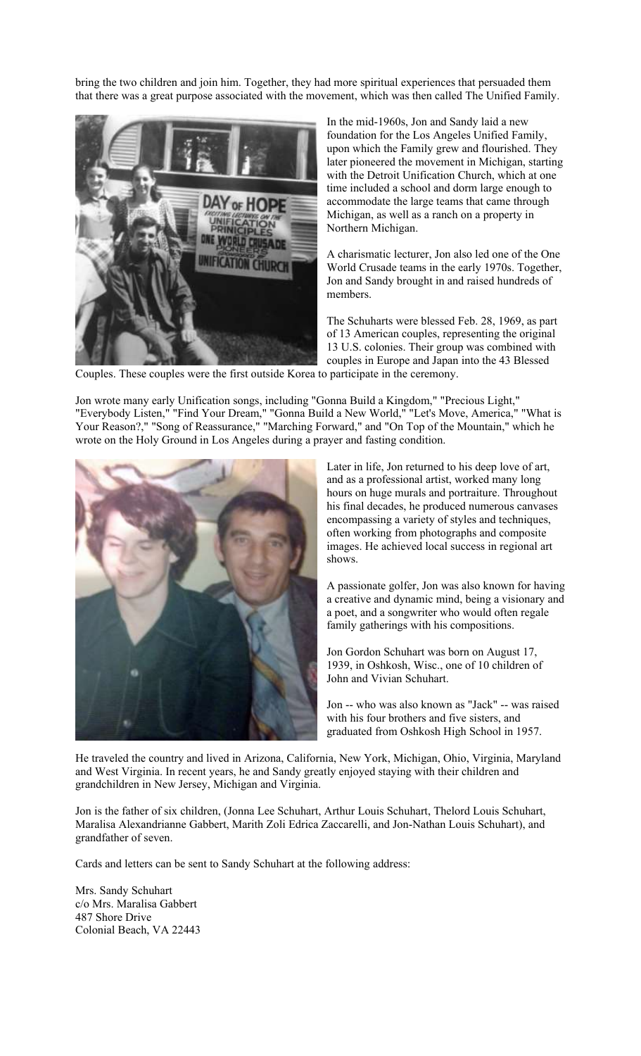bring the two children and join him. Together, they had more spiritual experiences that persuaded them that there was a great purpose associated with the movement, which was then called The Unified Family.

In the mid-1960s, Jon and Sandy laid a new foundation for the Los Angeles Unified Family, upon which the Family grew and flourished. They later pioneered the movement in Michigan, starting with the Detroit Unification Church, which at one time included a school and dorm large enough to accommodate the large teams that came through Michigan, as well as a ranch on a property in Northern Michigan.

A charismatic lecturer, Jon also led one of the One World Crusade teams in the early 1970s. Together, Jon and Sandy brought in and raised hundreds of members.

The Schuharts were blessed Feb. 28, 1969, as part of 13 American couples, representing the original 13 U.S. colonies. Their group was combined with couples in Europe and Japan into the 43 Blessed Couples. These couples were the first outside Korea to participate in the ceremony.

Jon wrote many early Unification songs, including "Gonna Build a Kingdom," "Precious Light," "Everybody Listen," "Find Your Dream," "Gonna Build a New World," "Let's Move, America," "What is Your Reason?," "Song of Reassurance," "Marching Forward," and "On Top of the Mountain," which he wrote on the Holy Ground in Los Angeles during a prayer and fasting condition.

Later in life, Jon returned to his deep love of art, and as a professional artist, worked many long hours on huge murals and portraiture. Throughout his final decades, he produced numerous canvases encompassing a variety of styles and techniques, often working from photographs and composite images. He achieved local success in regional art shows.

A passionate golfer, Jon was also known for having a creative and dynamic mind, being a visionary and a poet, and a songwriter who would often regale family gatherings with his compositions.

Jon Gordon Schuhart was born on August 17, 1939, in Oshkosh, Wisc., one of 10 children of John and Vivian Schuhart.

Jon -- who was also known as "Jack" -- was raised with his four brothers and five sisters, and graduated from Oshkosh High School in 1957.

He traveled the country and lived in Arizona, California, New York, Michigan, Ohio, Virginia, Maryland and West Virginia. In recent years, he and Sandy greatly enjoyed staying with their children and grandchildren in New Jersey, Michigan and Virginia.

Jon is the father of six children, (Jonna Lee Schuhart, Arthur Louis Schuhart, Thelord Louis Schuhart, Maralisa Alexandrianne Gabbert, Marith Zoli Edrica Zaccarelli, and Jon-Nathan Louis Schuhart), and grandfather of seven.

Cards and letters can be sent to Sandy Schuhart at the following address:

Mrs. Sandy Schuhart
c/o Mrs. Maralisa Gabbert
487 Shore Drive
Colonial Beach, VA 22443